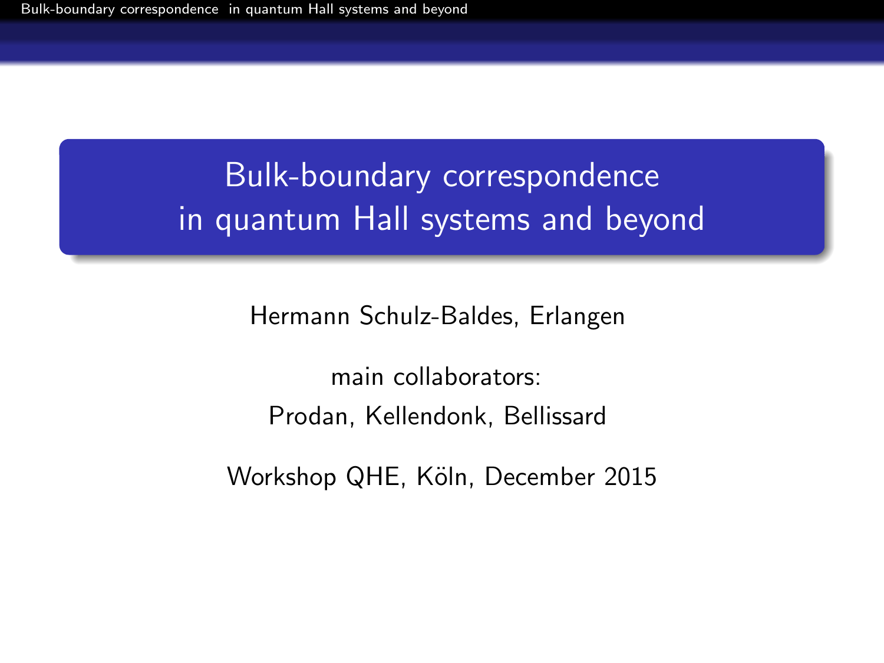# Bulk-boundary correspondence in quantum Hall systems and beyond

Hermann Schulz-Baldes, Erlangen

main collaborators:

Prodan, Kellendonk, Bellissard

Workshop QHE, Köln, December 2015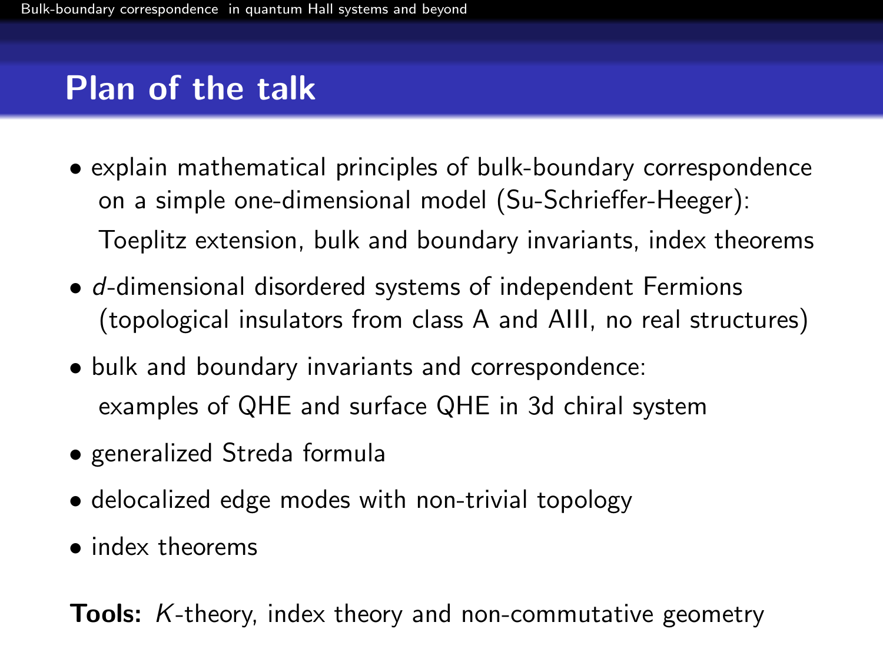# Plan of the talk

- explain mathematical principles of bulk-boundary correspondence on a simple one-dimensional model (Su-Schrieffer-Heeger):
  Toeplitz extension, bulk and boundary invariants, index theorems
- $d$-dimensional disordered systems of independent Fermions (topological insulators from class A and AIII, no real structures)
- bulk and boundary invariants and correspondence:
  examples of QHE and surface QHE in 3d chiral system
- generalized Streda formula
- delocalized edge modes with non-trivial topology
- index theorems

**Tools:** $K$-theory, index theory and non-commutative geometry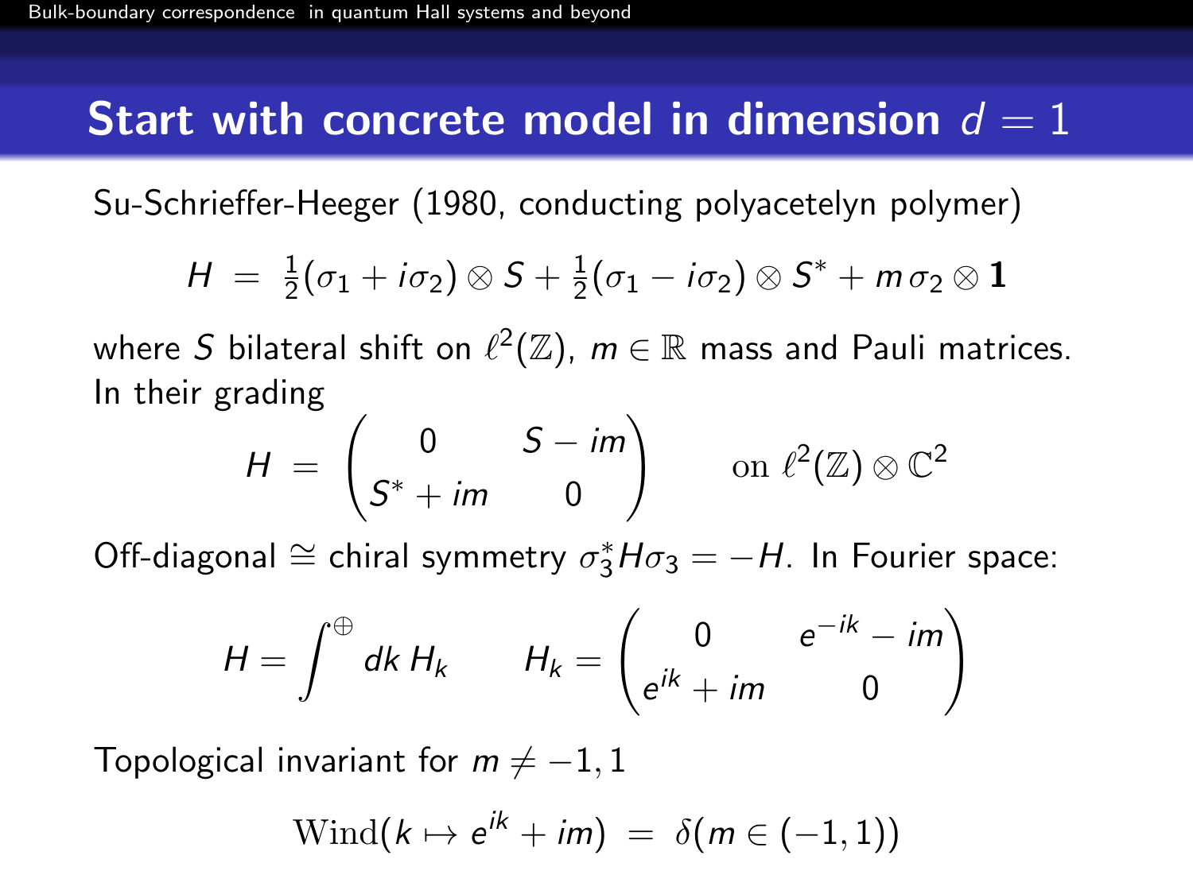# Start with concrete model in dimension $d = 1$

Su-Schrieffer-Heeger (1980, conducting polyacetelyn polymer)

$$H \;=\; \tfrac{1}{2}(\sigma_1 + i\sigma_2)\otimes S + \tfrac{1}{2}(\sigma_1 - i\sigma_2)\otimes S^* + m\,\sigma_2\otimes \mathbf{1}$$

where $S$ bilateral shift on $\ell^2(\mathbb{Z})$, $m\in\mathbb{R}$ mass and Pauli matrices. In their grading

$$H \;=\; \begin{pmatrix} 0 & S - im \\ S^* + im & 0 \end{pmatrix} \qquad \text{on } \ell^2(\mathbb{Z})\otimes\mathbb{C}^2$$

Off-diagonal $\cong$ chiral symmetry $\sigma_3^* H \sigma_3 = -H$. In Fourier space:

$$H = \int^{\oplus} dk\, H_k \qquad H_k = \begin{pmatrix} 0 & e^{-ik} - im \\ e^{ik} + im & 0 \end{pmatrix}$$

Topological invariant for $m \neq -1, 1$

$$\mathrm{Wind}(k \mapsto e^{ik} + im) \;=\; \delta(m \in (-1,1))$$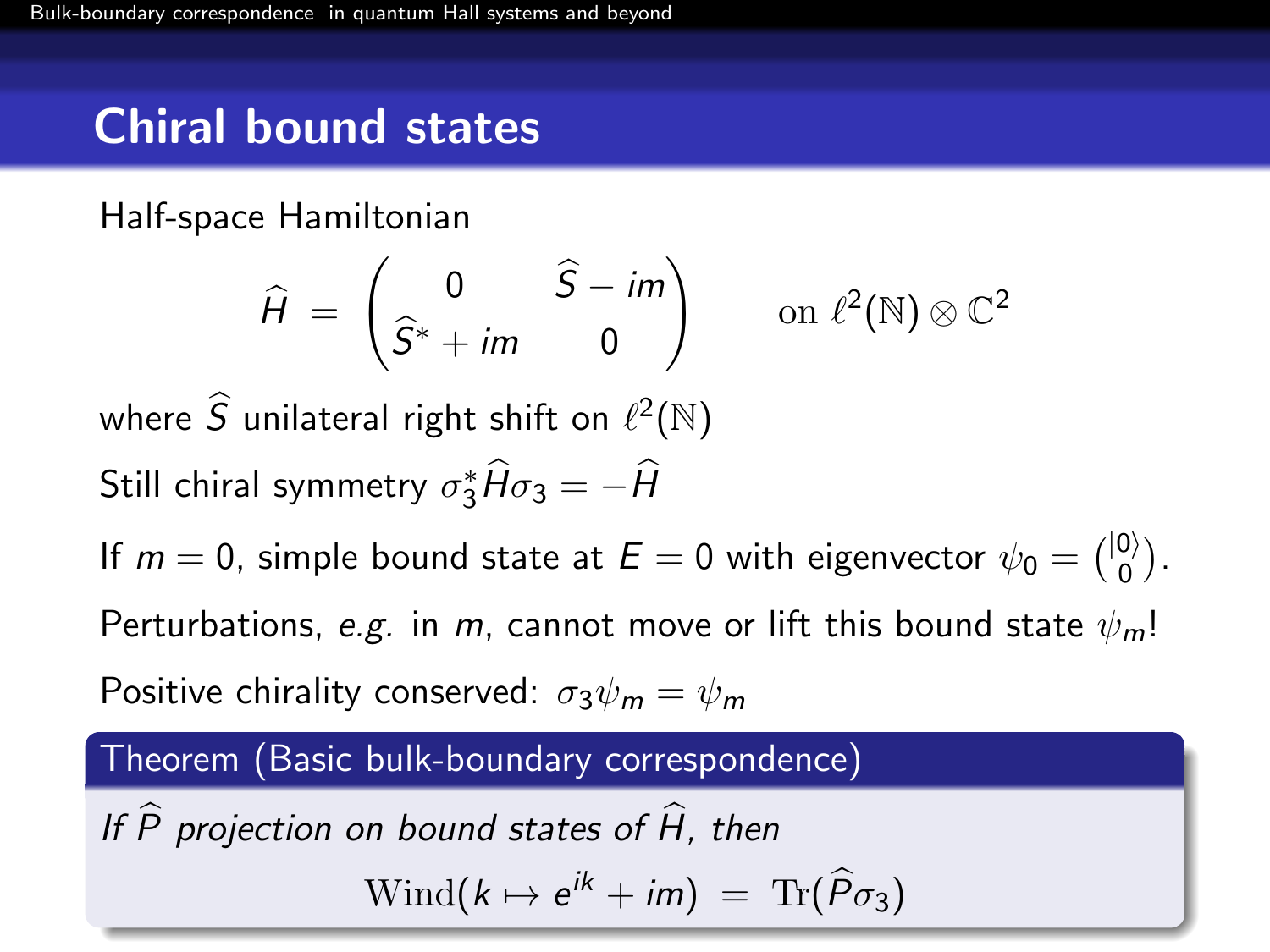## Chiral bound states

Half-space Hamiltonian

$$\widehat{H} \;=\; \begin{pmatrix} 0 & \widehat{S} - im \\ \widehat{S}^* + im & 0 \end{pmatrix} \qquad \text{on } \ell^2(\mathbb{N}) \otimes \mathbb{C}^2$$

where $\widehat{S}$ unilateral right shift on $\ell^2(\mathbb{N})$

Still chiral symmetry $\sigma_3^* \widehat{H} \sigma_3 = -\widehat{H}$

If $m = 0$, simple bound state at $E = 0$ with eigenvector $\psi_0 = \binom{|0\rangle}{0}$.

Perturbations, *e.g.* in $m$, cannot move or lift this bound state $\psi_m$!

Positive chirality conserved: $\sigma_3 \psi_m = \psi_m$

**Theorem (Basic bulk-boundary correspondence)**

*If $\widehat{P}$ projection on bound states of $\widehat{H}$, then*

$$\mathrm{Wind}(k \mapsto e^{ik} + im) \;=\; \mathrm{Tr}(\widehat{P}\sigma_3)$$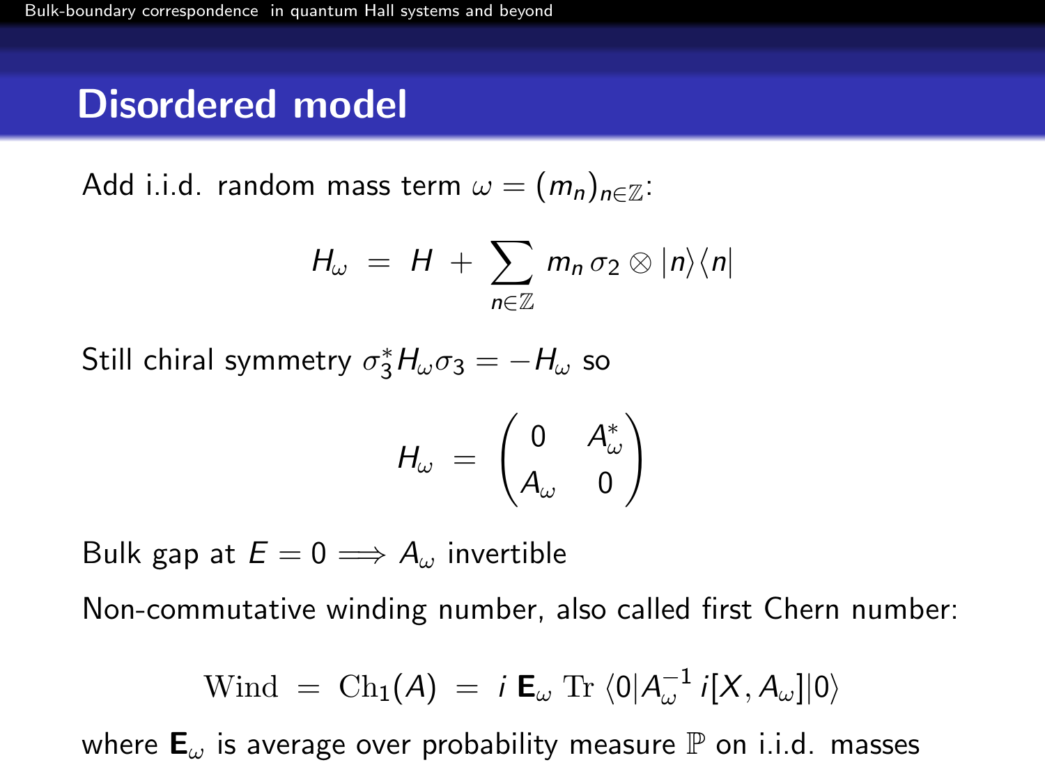# Disordered model

Add i.i.d. random mass term $\omega = (m_n)_{n\in\mathbb{Z}}$:

$$H_\omega \;=\; H \;+\; \sum_{n\in\mathbb{Z}} m_n \,\sigma_2 \otimes |n\rangle\langle n|$$

Still chiral symmetry $\sigma_3^* H_\omega \sigma_3 = -H_\omega$ so

$$H_\omega \;=\; \begin{pmatrix} 0 & A_\omega^* \\ A_\omega & 0 \end{pmatrix}$$

Bulk gap at $E = 0 \Longrightarrow A_\omega$ invertible

Non-commutative winding number, also called first Chern number:

$$\mathrm{Wind} \;=\; \mathrm{Ch}_1(A) \;=\; i\,\mathbf{E}_\omega\;\mathrm{Tr}\;\langle 0|A_\omega^{-1}\,i[X, A_\omega]|0\rangle$$

where $\mathbf{E}_\omega$ is average over probability measure $\mathbb{P}$ on i.i.d. masses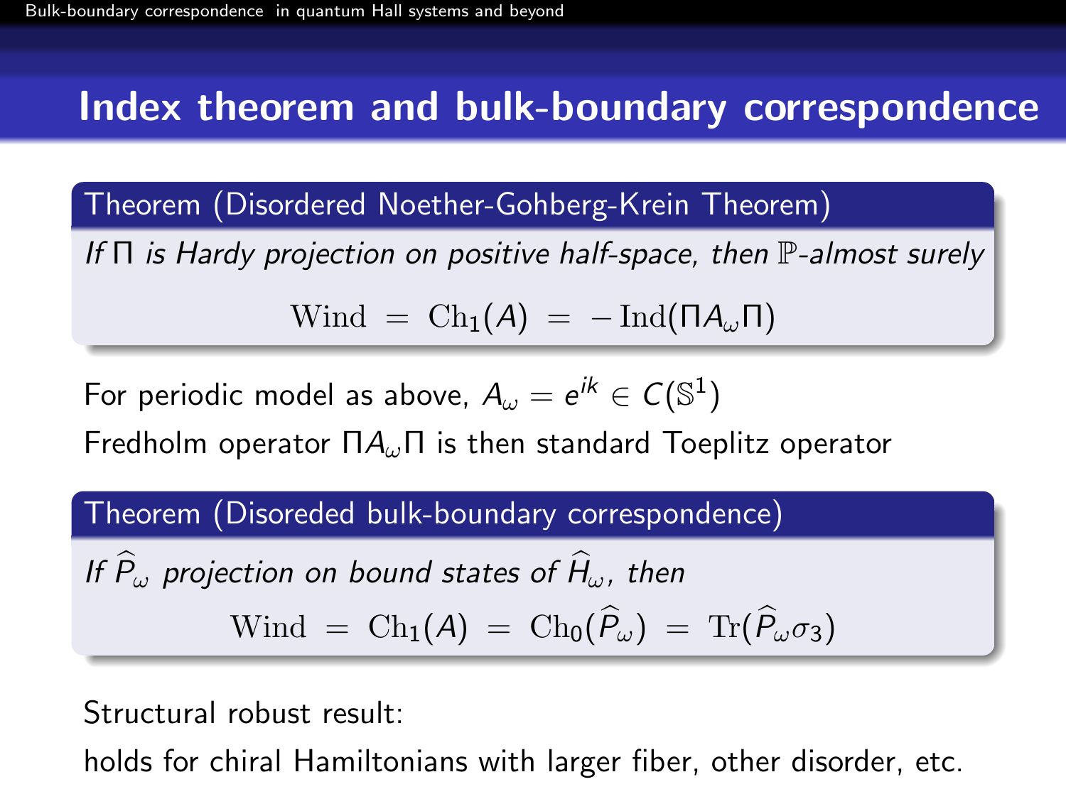## Index theorem and bulk-boundary correspondence

**Theorem (Disordered Noether-Gohberg-Krein Theorem)**

*If $\Pi$ is Hardy projection on positive half-space, then $\mathbb{P}$-almost surely*

$$\mathrm{Wind} \;=\; \mathrm{Ch}_1(A) \;=\; -\,\mathrm{Ind}(\Pi A_\omega \Pi)$$

For periodic model as above, $A_\omega = e^{ik} \in C(\mathbb{S}^1)$

Fredholm operator $\Pi A_\omega \Pi$ is then standard Toeplitz operator

**Theorem (Disoreded bulk-boundary correspondence)**

*If $\widehat{P}_\omega$ projection on bound states of $\widehat{H}_\omega$, then*

$$\mathrm{Wind} \;=\; \mathrm{Ch}_1(A) \;=\; \mathrm{Ch}_0(\widehat{P}_\omega) \;=\; \mathrm{Tr}(\widehat{P}_\omega \sigma_3)$$

Structural robust result:

holds for chiral Hamiltonians with larger fiber, other disorder, etc.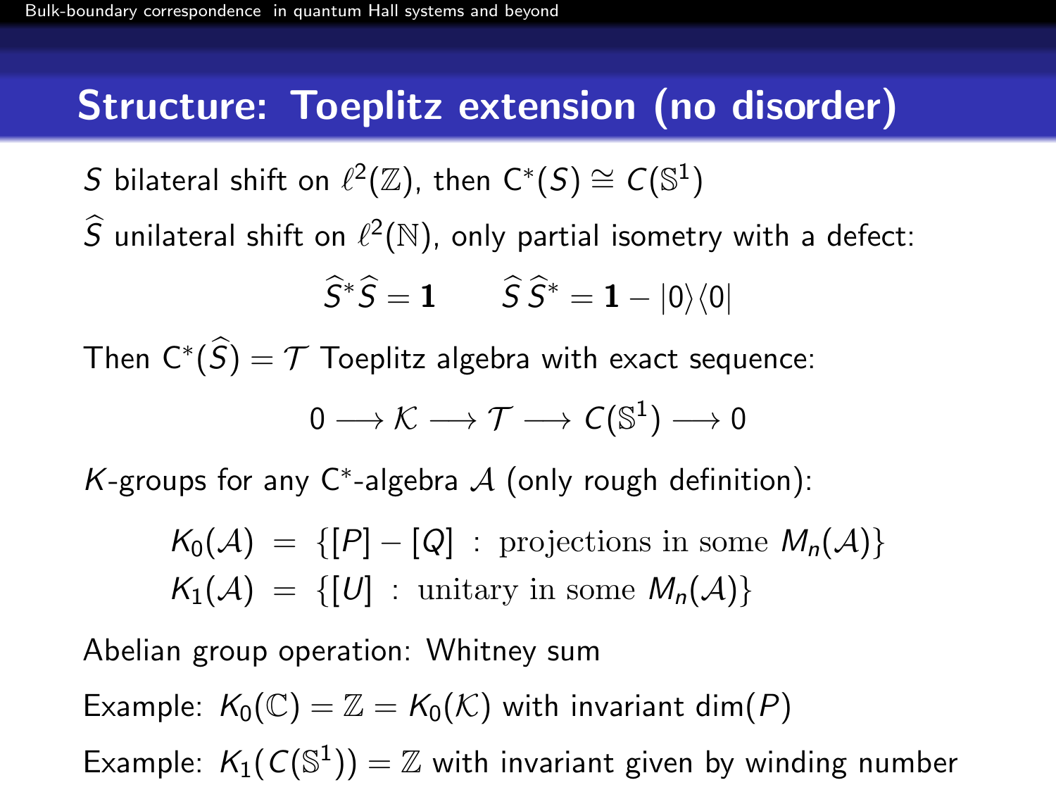## Structure: Toeplitz extension (no disorder)

$S$ bilateral shift on $\ell^2(\mathbb{Z})$, then $C^*(S) \cong C(\mathbb{S}^1)$

$\widehat{S}$ unilateral shift on $\ell^2(\mathbb{N})$, only partial isometry with a defect:

$$\widehat{S}^*\widehat{S} = \mathbf{1} \qquad \widehat{S}\,\widehat{S}^* = \mathbf{1} - |0\rangle\langle 0|$$

Then $C^*(\widehat{S}) = \mathcal{T}$ Toeplitz algebra with exact sequence:

$$0 \longrightarrow \mathcal{K} \longrightarrow \mathcal{T} \longrightarrow C(\mathbb{S}^1) \longrightarrow 0$$

$K$-groups for any $C^*$-algebra $\mathcal{A}$ (only rough definition):

$$K_0(\mathcal{A}) \;=\; \{[P]-[Q] \;:\; \text{projections in some } M_n(\mathcal{A})\}$$
$$K_1(\mathcal{A}) \;=\; \{[U] \;:\; \text{unitary in some } M_n(\mathcal{A})\}$$

Abelian group operation: Whitney sum

Example: $K_0(\mathbb{C}) = \mathbb{Z} = K_0(\mathcal{K})$ with invariant $\dim(P)$

Example: $K_1(C(\mathbb{S}^1)) = \mathbb{Z}$ with invariant given by winding number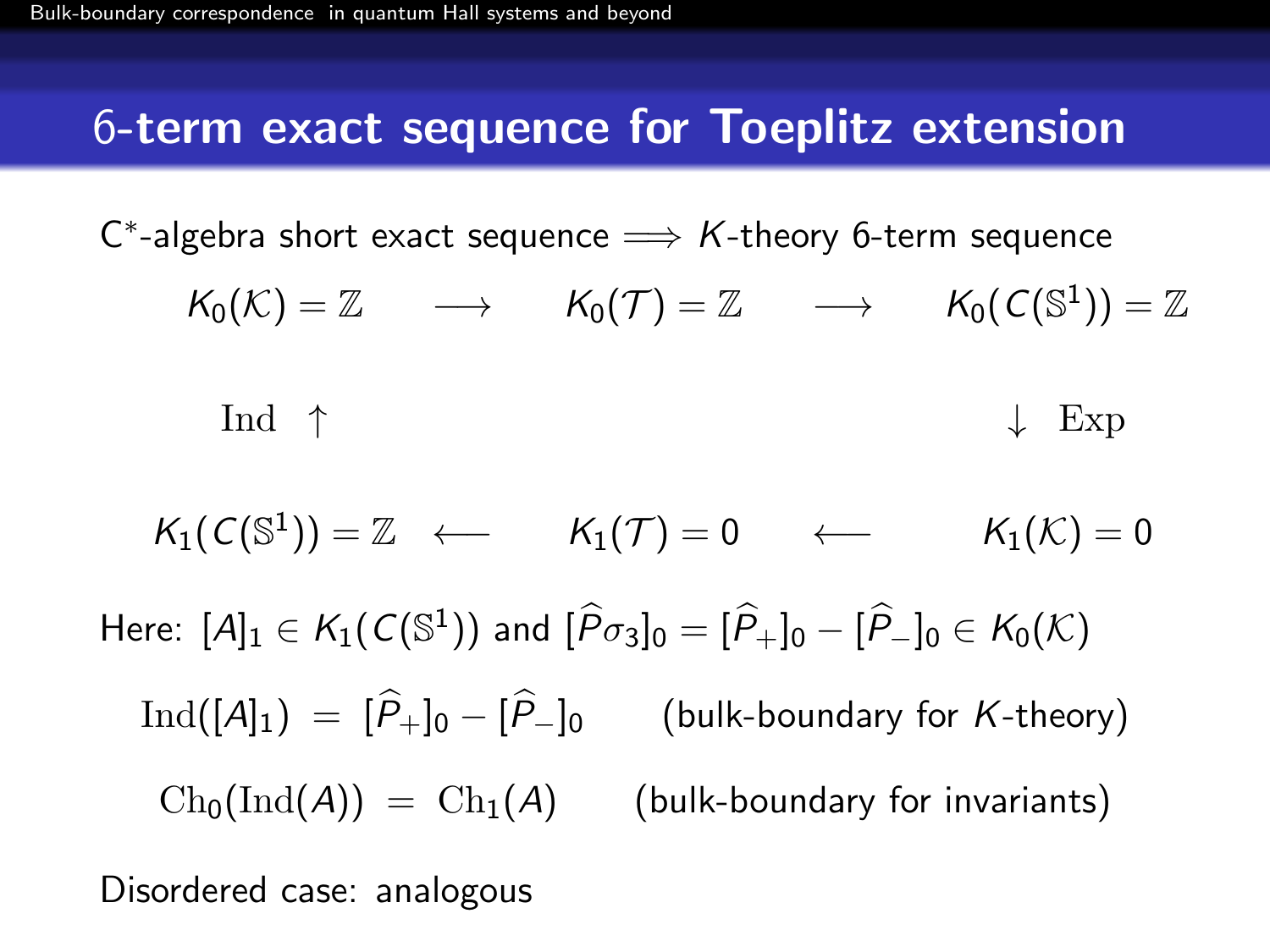## 6-term exact sequence for Toeplitz extension

C*-algebra short exact sequence $\Longrightarrow$ $K$-theory 6-term sequence

$$
\begin{array}{ccccc}
K_0(\mathcal{K}) = \mathbb{Z} & \longrightarrow & K_0(\mathcal{T}) = \mathbb{Z} & \longrightarrow & K_0(C(\mathbb{S}^1)) = \mathbb{Z} \\
\mathrm{Ind} \uparrow & & & & \downarrow \mathrm{Exp} \\
K_1(C(\mathbb{S}^1)) = \mathbb{Z} & \longleftarrow & K_1(\mathcal{T}) = 0 & \longleftarrow & K_1(\mathcal{K}) = 0
\end{array}
$$

Here: $[A]_1 \in K_1(C(\mathbb{S}^1))$ and $[\widehat{P}\sigma_3]_0 = [\widehat{P}_+]_0 - [\widehat{P}_-]_0 \in K_0(\mathcal{K})$

$$\mathrm{Ind}([A]_1) \;=\; [\widehat{P}_+]_0 - [\widehat{P}_-]_0 \qquad \text{(bulk-boundary for } K\text{-theory)}$$

$$\mathrm{Ch}_0(\mathrm{Ind}(A)) \;=\; \mathrm{Ch}_1(A) \qquad \text{(bulk-boundary for invariants)}$$

Disordered case: analogous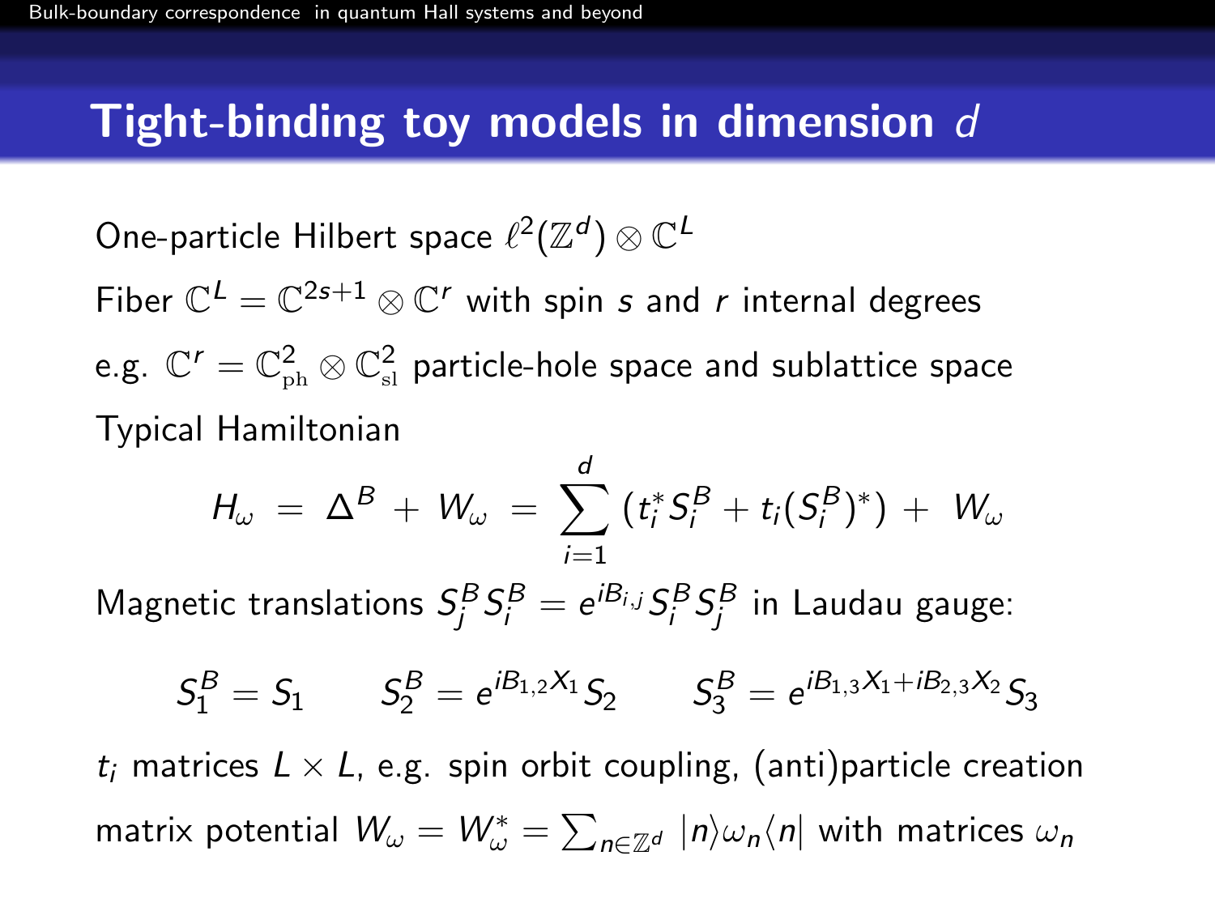# Tight-binding toy models in dimension $d$

One-particle Hilbert space $\ell^2(\mathbb{Z}^d) \otimes \mathbb{C}^L$

Fiber $\mathbb{C}^L = \mathbb{C}^{2s+1} \otimes \mathbb{C}^r$ with spin $s$ and $r$ internal degrees

e.g. $\mathbb{C}^r = \mathbb{C}^2_{\mathrm{ph}} \otimes \mathbb{C}^2_{\mathrm{sl}}$ particle-hole space and sublattice space

Typical Hamiltonian

$$H_\omega \;=\; \Delta^B \,+\, W_\omega \;=\; \sum_{i=1}^{d} \left(t_i^* S_i^B + t_i (S_i^B)^*\right) \,+\; W_\omega$$

Magnetic translations $S_j^B S_i^B = e^{iB_{i,j}} S_i^B S_j^B$ in Laudau gauge:

$$S_1^B = S_1 \qquad S_2^B = e^{iB_{1,2}X_1} S_2 \qquad S_3^B = e^{iB_{1,3}X_1 + iB_{2,3}X_2} S_3$$

$t_i$ matrices $L \times L$, e.g. spin orbit coupling, (anti)particle creation

matrix potential $W_\omega = W_\omega^* = \sum_{n \in \mathbb{Z}^d} |n\rangle \omega_n \langle n|$ with matrices $\omega_n$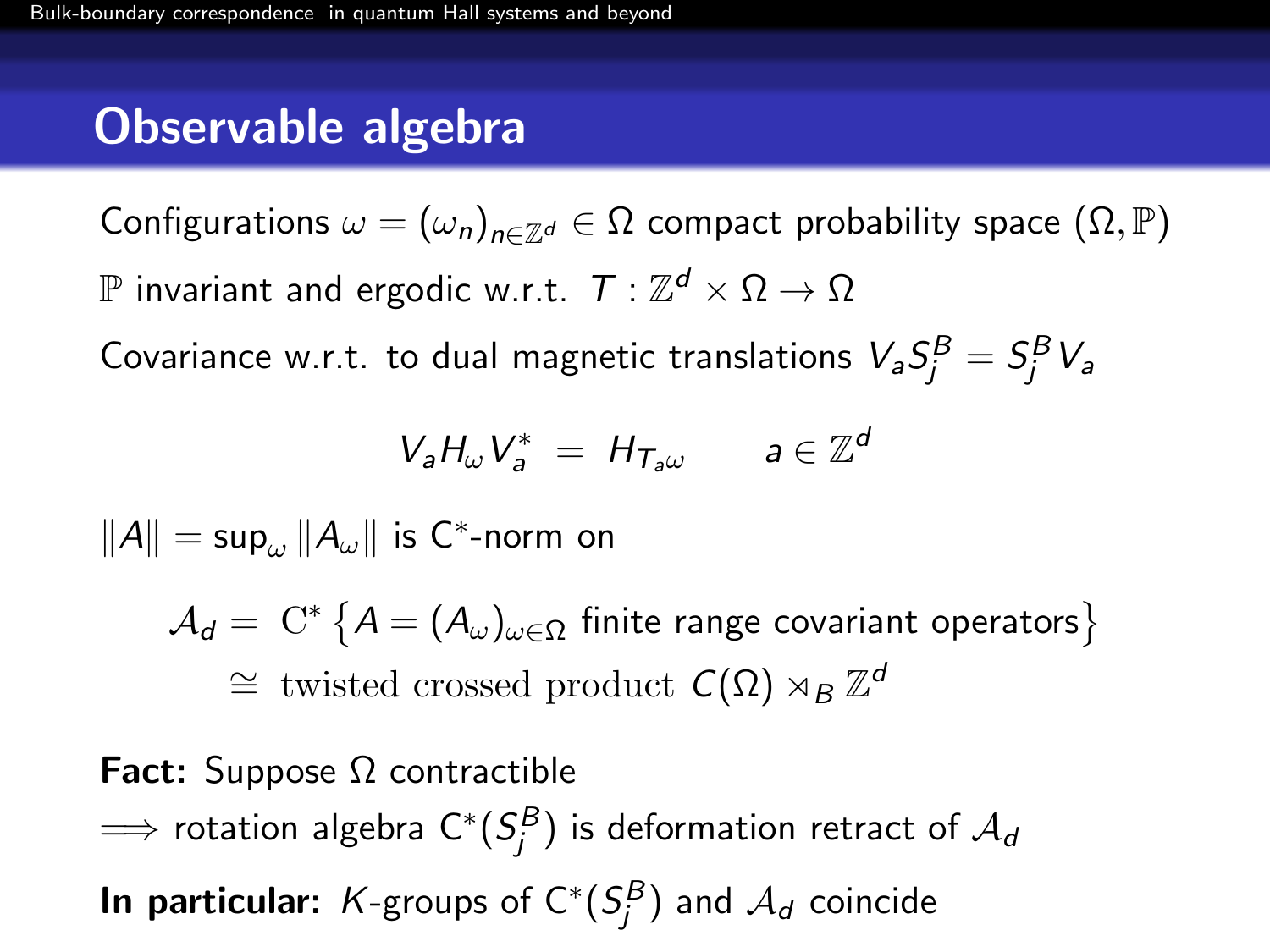# Observable algebra

Configurations $\omega = (\omega_n)_{n\in\mathbb{Z}^d} \in \Omega$ compact probability space $(\Omega, \mathbb{P})$

$\mathbb{P}$ invariant and ergodic w.r.t. $T : \mathbb{Z}^d \times \Omega \to \Omega$

Covariance w.r.t. to dual magnetic translations $V_a S_j^B = S_j^B V_a$

$$V_a H_\omega V_a^* \;=\; H_{T_a\omega} \qquad a \in \mathbb{Z}^d$$

$\|A\| = \sup_\omega \|A_\omega\|$ is C$^*$-norm on

$$\begin{aligned}\mathcal{A}_d \;=\; & \;\mathrm{C}^*\left\{A = (A_\omega)_{\omega\in\Omega} \text{ finite range covariant operators}\right\} \\ \cong & \;\text{twisted crossed product } C(\Omega) \rtimes_B \mathbb{Z}^d\end{aligned}$$

**Fact:** Suppose $\Omega$ contractible

$\Longrightarrow$ rotation algebra C$^*(S_j^B)$ is deformation retract of $\mathcal{A}_d$

**In particular:** $K$-groups of C$^*(S_j^B)$ and $\mathcal{A}_d$ coincide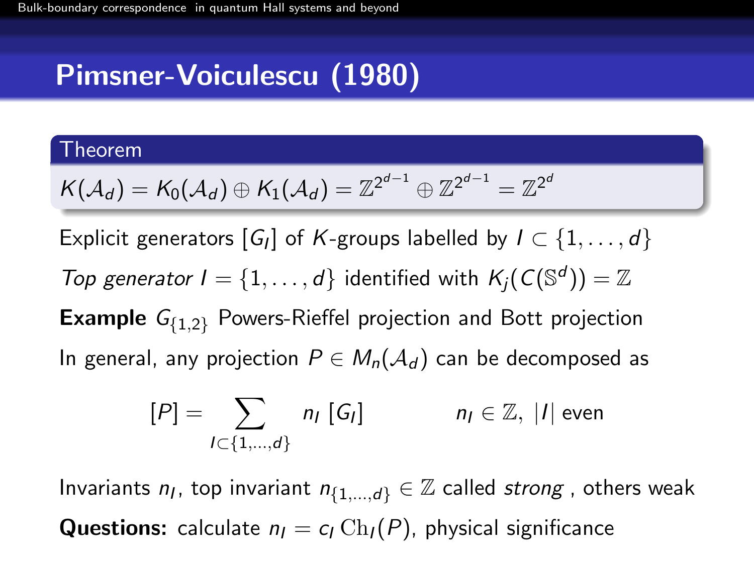# Pimsner-Voiculescu (1980)

**Theorem**

$K(\mathcal{A}_d) = K_0(\mathcal{A}_d) \oplus K_1(\mathcal{A}_d) = \mathbb{Z}^{2^{d-1}} \oplus \mathbb{Z}^{2^{d-1}} = \mathbb{Z}^{2^d}$

Explicit generators $[G_I]$ of $K$-groups labelled by $I \subset \{1, \dots, d\}$

*Top generator* $I = \{1, \dots, d\}$ identified with $K_j(C(\mathbb{S}^d)) = \mathbb{Z}$

**Example** $G_{\{1,2\}}$ Powers-Rieffel projection and Bott projection

In general, any projection $P \in M_n(\mathcal{A}_d)$ can be decomposed as

$$[P] = \sum_{I \subset \{1,\dots,d\}} n_I \, [G_I] \qquad\qquad n_I \in \mathbb{Z}, \ |I| \text{ even}$$

Invariants $n_I$, top invariant $n_{\{1,\dots,d\}} \in \mathbb{Z}$ called *strong* , others weak

**Questions:** calculate $n_I = c_I \, \mathrm{Ch}_I(P)$, physical significance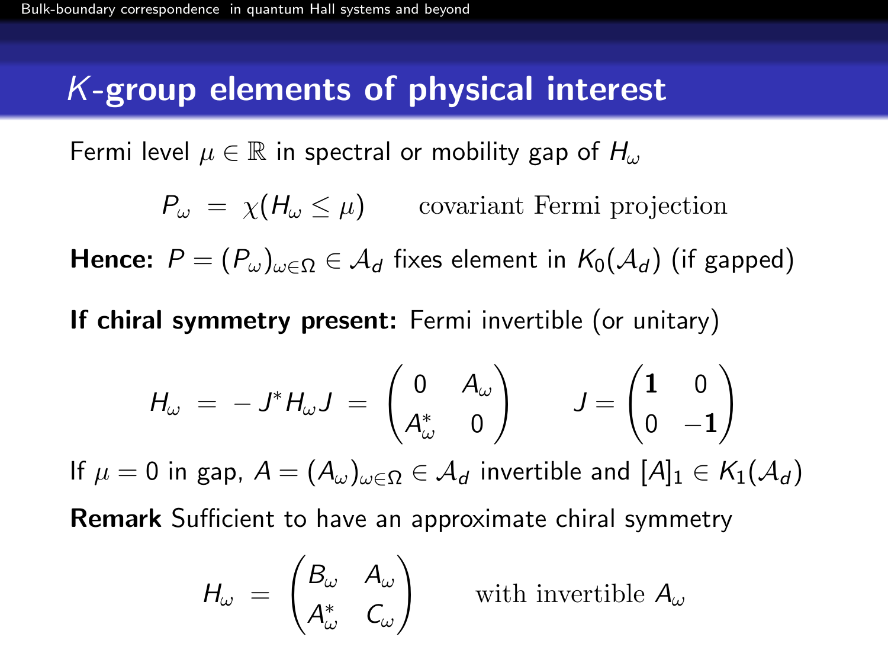# $K$-group elements of physical interest

Fermi level $\mu \in \mathbb{R}$ in spectral or mobility gap of $H_\omega$

$$P_\omega \;=\; \chi(H_\omega \leq \mu) \qquad \text{covariant Fermi projection}$$

**Hence:** $P = (P_\omega)_{\omega\in\Omega} \in \mathcal{A}_d$ fixes element in $K_0(\mathcal{A}_d)$ (if gapped)

**If chiral symmetry present:** Fermi invertible (or unitary)

$$H_\omega \;=\; -\,J^* H_\omega J \;=\; \begin{pmatrix} 0 & A_\omega \\ A_\omega^* & 0 \end{pmatrix} \qquad J = \begin{pmatrix} \mathbf{1} & 0 \\ 0 & -\mathbf{1} \end{pmatrix}$$

If $\mu = 0$ in gap, $A = (A_\omega)_{\omega\in\Omega} \in \mathcal{A}_d$ invertible and $[A]_1 \in K_1(\mathcal{A}_d)$

**Remark** Sufficient to have an approximate chiral symmetry

$$H_\omega \;=\; \begin{pmatrix} B_\omega & A_\omega \\ A_\omega^* & C_\omega \end{pmatrix} \qquad \text{with invertible } A_\omega$$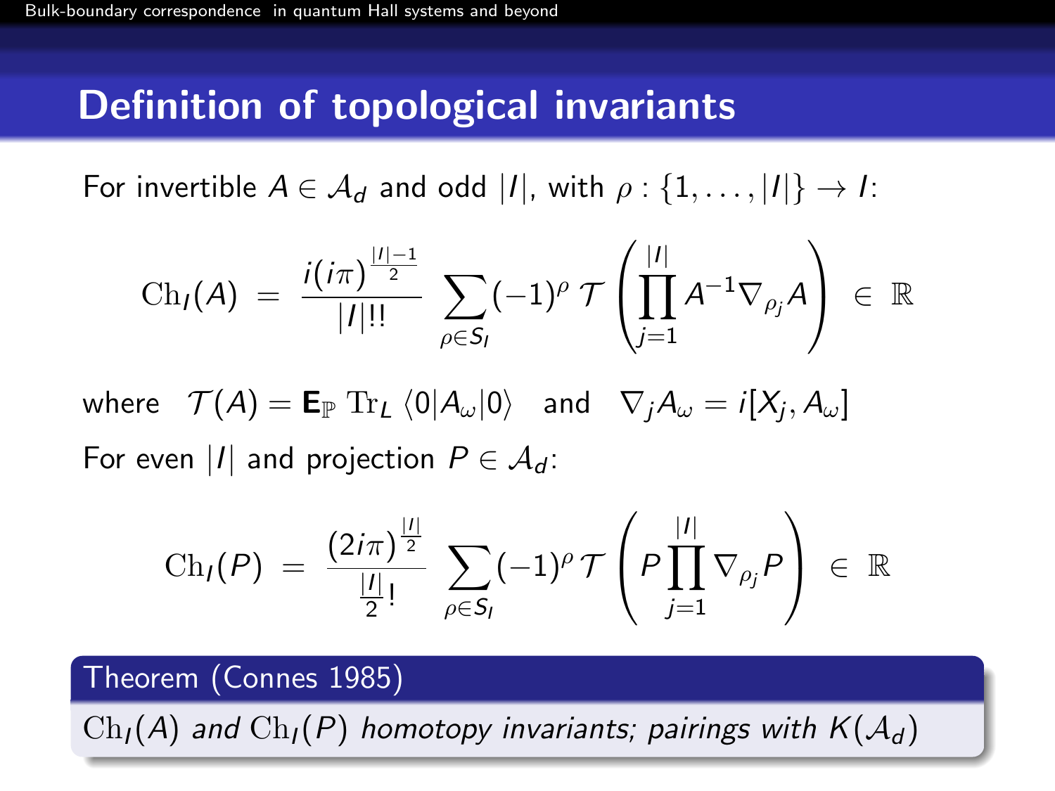# Definition of topological invariants

For invertible $A \in \mathcal{A}_d$ and odd $|I|$, with $\rho : \{1, \ldots, |I|\} \to I$:

$$\mathrm{Ch}_I(A) \;=\; \frac{i(i\pi)^{\frac{|I|-1}{2}}}{|I|!!} \sum_{\rho \in S_I} (-1)^\rho \, \mathcal{T}\left( \prod_{j=1}^{|I|} A^{-1} \nabla_{\rho_j} A \right) \;\in\; \mathbb{R}$$

where $\quad \mathcal{T}(A) = \mathbf{E}_{\mathbb{P}} \, \mathrm{Tr}_L \, \langle 0 | A_\omega | 0 \rangle \quad$ and $\quad \nabla_j A_\omega = i[X_j, A_\omega]$

For even $|I|$ and projection $P \in \mathcal{A}_d$:

$$\mathrm{Ch}_I(P) \;=\; \frac{(2i\pi)^{\frac{|I|}{2}}}{\frac{|I|}{2}!} \sum_{\rho \in S_I} (-1)^\rho \, \mathcal{T}\left( P \prod_{j=1}^{|I|} \nabla_{\rho_j} P \right) \;\in\; \mathbb{R}$$

**Theorem (Connes 1985)**

$\mathrm{Ch}_I(A)$ *and* $\mathrm{Ch}_I(P)$ *homotopy invariants; pairings with* $K(\mathcal{A}_d)$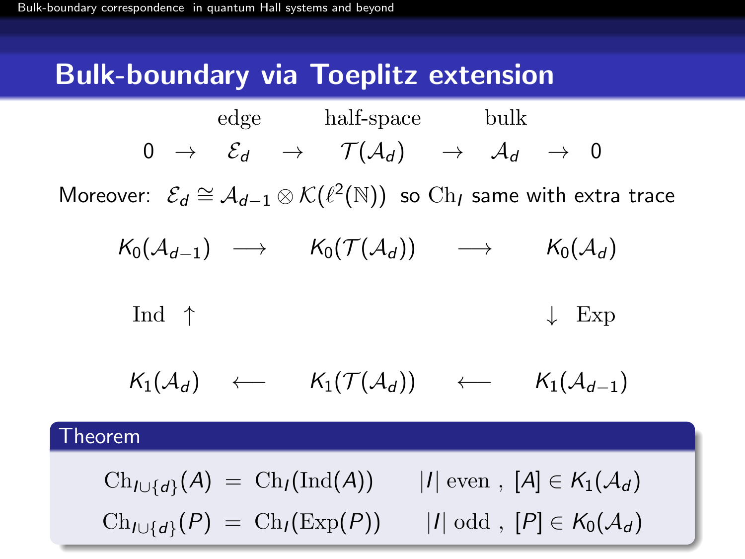## Bulk-boundary via Toeplitz extension

$$
\begin{array}{ccccccccc}
 & & \text{edge} & & \text{half-space} & & \text{bulk} & & \\
0 & \to & \mathcal{E}_d & \to & \mathcal{T}(\mathcal{A}_d) & \to & \mathcal{A}_d & \to & 0
\end{array}
$$

Moreover: $\mathcal{E}_d \cong \mathcal{A}_{d-1} \otimes \mathcal{K}(\ell^2(\mathbb{N}))$ so $\mathrm{Ch}_I$ same with extra trace

$$
\begin{array}{ccccc}
K_0(\mathcal{A}_{d-1}) & \longrightarrow & K_0(\mathcal{T}(\mathcal{A}_d)) & \longrightarrow & K_0(\mathcal{A}_d) \\
\mathrm{Ind} \uparrow & & & & \downarrow \mathrm{Exp} \\
K_1(\mathcal{A}_d) & \longleftarrow & K_1(\mathcal{T}(\mathcal{A}_d)) & \longleftarrow & K_1(\mathcal{A}_{d-1})
\end{array}
$$

**Theorem**

$$
\mathrm{Ch}_{I\cup\{d\}}(A) \;=\; \mathrm{Ch}_I(\mathrm{Ind}(A)) \qquad |I| \text{ even}\,,\; [A] \in K_1(\mathcal{A}_d)
$$

$$
\mathrm{Ch}_{I\cup\{d\}}(P) \;=\; \mathrm{Ch}_I(\mathrm{Exp}(P)) \qquad |I| \text{ odd}\,,\; [P] \in K_0(\mathcal{A}_d)
$$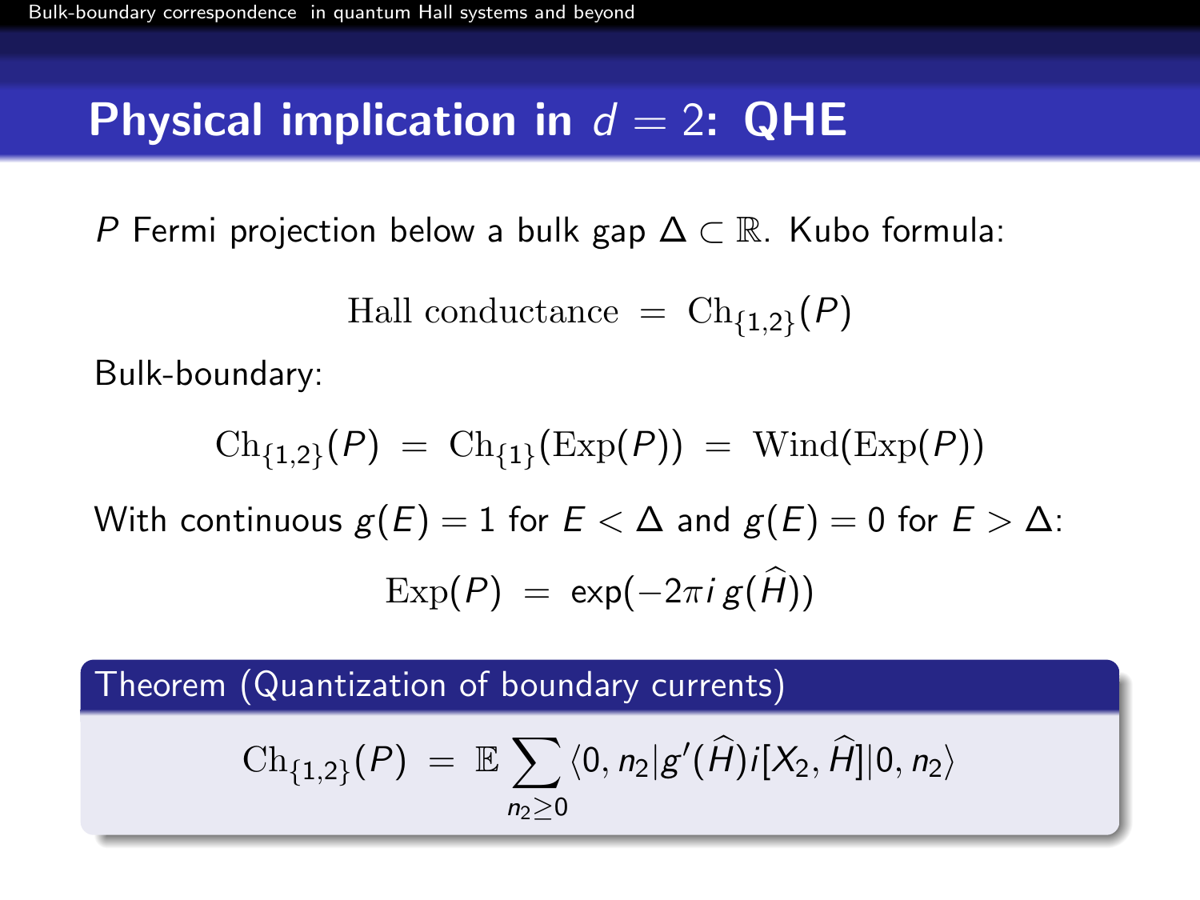# Physical implication in $d = 2$: QHE

$P$ Fermi projection below a bulk gap $\Delta \subset \mathbb{R}$. Kubo formula:

$$\text{Hall conductance} \;=\; \mathrm{Ch}_{\{1,2\}}(P)$$

Bulk-boundary:

$$\mathrm{Ch}_{\{1,2\}}(P) \;=\; \mathrm{Ch}_{\{1\}}(\mathrm{Exp}(P)) \;=\; \mathrm{Wind}(\mathrm{Exp}(P))$$

With continuous $g(E) = 1$ for $E < \Delta$ and $g(E) = 0$ for $E > \Delta$:

$$\mathrm{Exp}(P) \;=\; \exp(-2\pi i\, g(\widehat{H}))$$

**Theorem (Quantization of boundary currents)**

$$\mathrm{Ch}_{\{1,2\}}(P) \;=\; \mathbb{E} \sum_{n_2 \geq 0} \langle 0, n_2 | g'(\widehat{H}) i[X_2, \widehat{H}] | 0, n_2 \rangle$$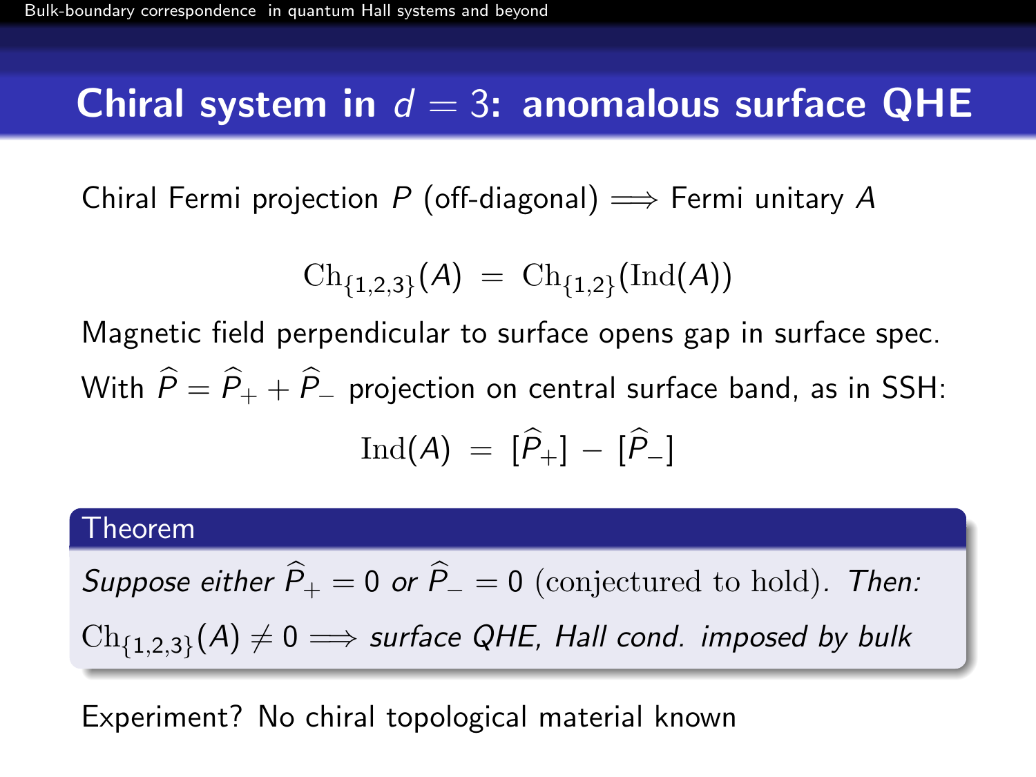# Chiral system in $d = 3$: anomalous surface QHE

Chiral Fermi projection $P$ (off-diagonal) $\Longrightarrow$ Fermi unitary $A$

$$\mathrm{Ch}_{\{1,2,3\}}(A) \;=\; \mathrm{Ch}_{\{1,2\}}(\mathrm{Ind}(A))$$

Magnetic field perpendicular to surface opens gap in surface spec.

With $\widehat{P} = \widehat{P}_+ + \widehat{P}_-$ projection on central surface band, as in SSH:

$$\mathrm{Ind}(A) \;=\; [\widehat{P}_+] \,-\, [\widehat{P}_-]$$

**Theorem**

*Suppose either* $\widehat{P}_+ = 0$ *or* $\widehat{P}_- = 0$ (conjectured to hold). *Then:*

$\mathrm{Ch}_{\{1,2,3\}}(A) \neq 0 \Longrightarrow$ *surface QHE, Hall cond. imposed by bulk*

Experiment? No chiral topological material known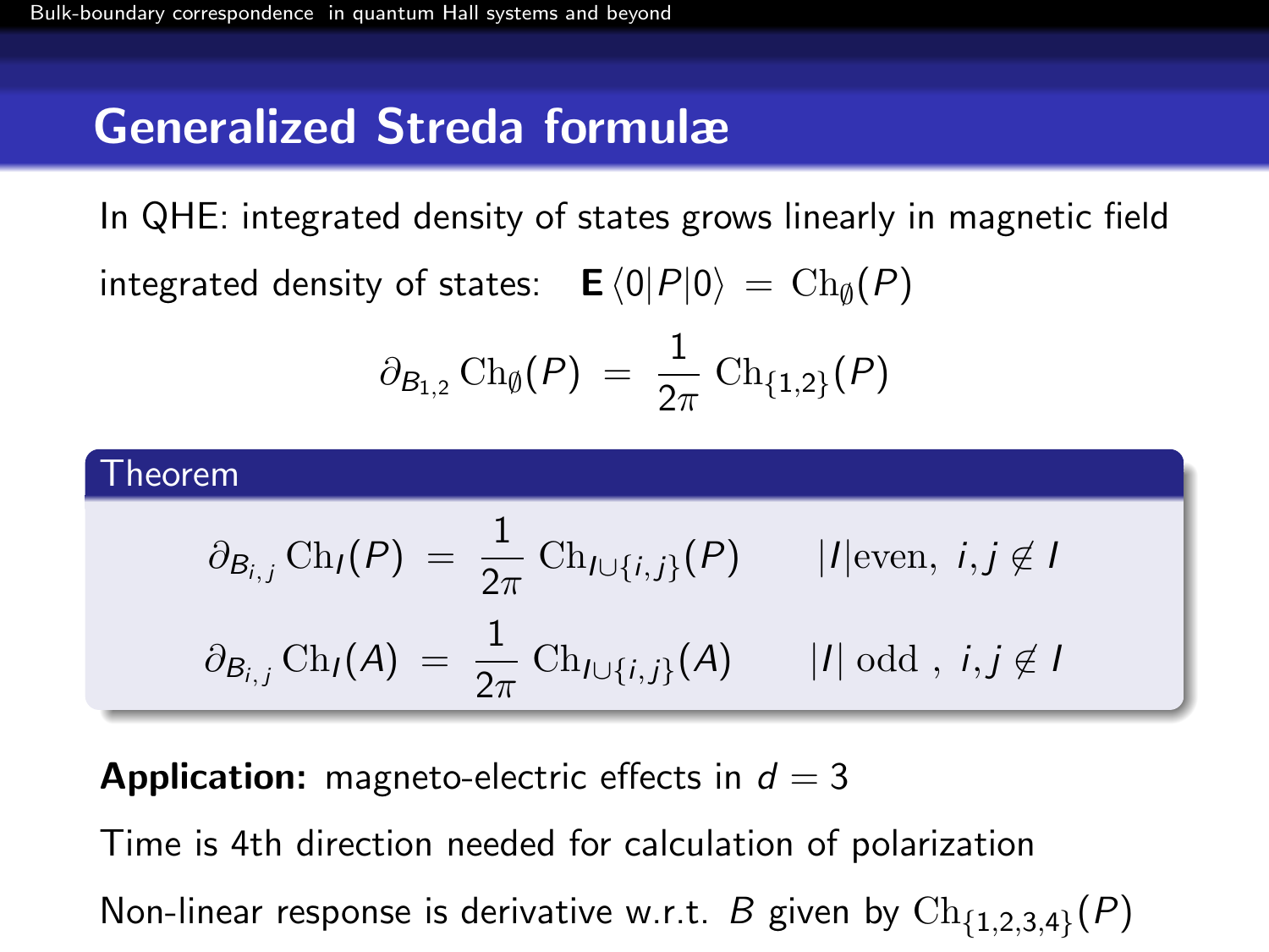## Generalized Streda formulæ

In QHE: integrated density of states grows linearly in magnetic field

integrated density of states: $\mathbf{E}\,\langle 0|P|0\rangle \;=\; \mathrm{Ch}_{\emptyset}(P)$

$$\partial_{B_{1,2}}\,\mathrm{Ch}_{\emptyset}(P) \;=\; \frac{1}{2\pi}\,\mathrm{Ch}_{\{1,2\}}(P)$$

**Theorem**

$$\partial_{B_{i,j}}\,\mathrm{Ch}_{I}(P) \;=\; \frac{1}{2\pi}\,\mathrm{Ch}_{I\cup\{i,j\}}(P) \qquad |I|\text{even},\; i,j\notin I$$

$$\partial_{B_{i,j}}\,\mathrm{Ch}_{I}(A) \;=\; \frac{1}{2\pi}\,\mathrm{Ch}_{I\cup\{i,j\}}(A) \qquad |I|\text{ odd },\; i,j\notin I$$

**Application:** magneto-electric effects in $d=3$

Time is 4th direction needed for calculation of polarization

Non-linear response is derivative w.r.t. $B$ given by $\mathrm{Ch}_{\{1,2,3,4\}}(P)$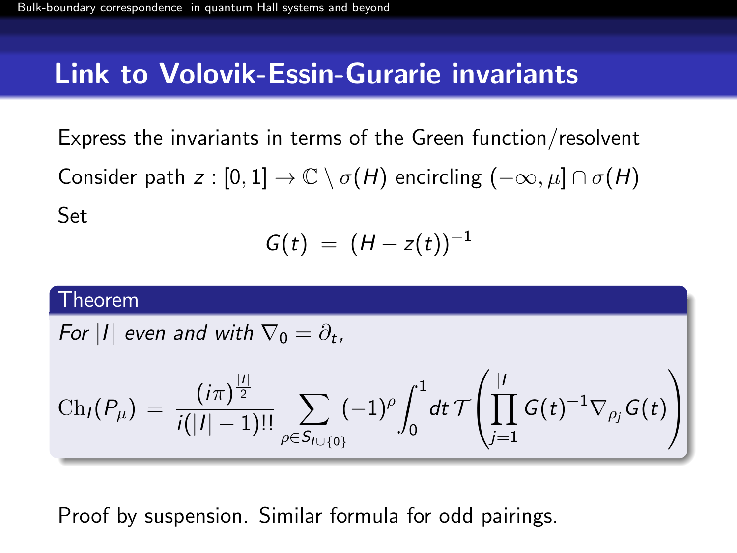## Link to Volovik-Essin-Gurarie invariants

Express the invariants in terms of the Green function/resolvent

Consider path $z : [0,1] \to \mathbb{C} \setminus \sigma(H)$ encircling $(-\infty, \mu] \cap \sigma(H)$

Set

$$G(t) \;=\; (H - z(t))^{-1}$$

**Theorem**

*For $|I|$ even and with $\nabla_0 = \partial_t$,*

$$\mathrm{Ch}_I(P_\mu) \;=\; \frac{(i\pi)^{\frac{|I|}{2}}}{i(|I|-1)!!} \sum_{\rho \in S_{I\cup\{0\}}} (-1)^\rho \int_0^1 dt\, \mathcal{T}\left( \prod_{j=1}^{|I|} G(t)^{-1} \nabla_{\rho_j} G(t) \right)$$

Proof by suspension. Similar formula for odd pairings.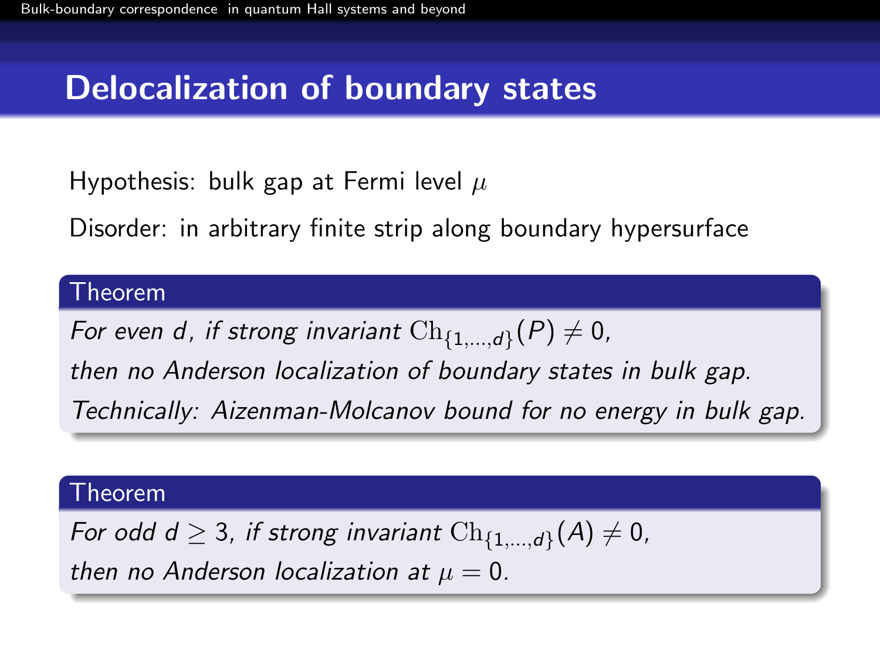# Delocalization of boundary states

Hypothesis: bulk gap at Fermi level $\mu$

Disorder: in arbitrary finite strip along boundary hypersurface

**Theorem**

*For even $d$, if strong invariant $\mathrm{Ch}_{\{1,\ldots,d\}}(P) \neq 0$,*
*then no Anderson localization of boundary states in bulk gap.*
*Technically: Aizenman-Molcanov bound for no energy in bulk gap.*

**Theorem**

*For odd $d \geq 3$, if strong invariant $\mathrm{Ch}_{\{1,\ldots,d\}}(A) \neq 0$,*
*then no Anderson localization at $\mu = 0$.*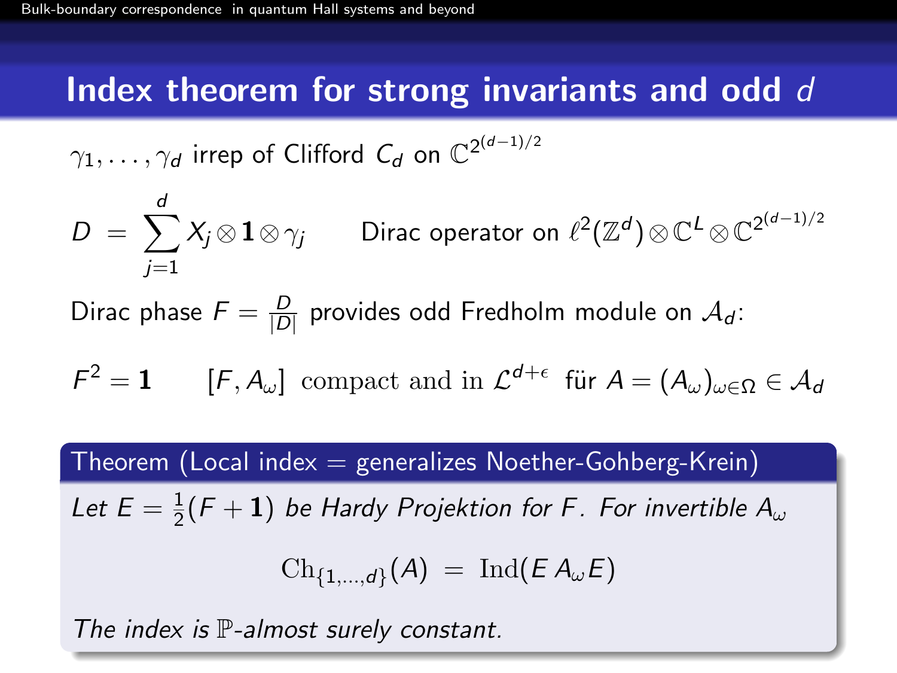# Index theorem for strong invariants and odd $d$

$\gamma_1, \ldots, \gamma_d$ irrep of Clifford $C_d$ on $\mathbb{C}^{2^{(d-1)/2}}$

$$D \;=\; \sum_{j=1}^{d} X_j \otimes \mathbf{1} \otimes \gamma_j \qquad \text{Dirac operator on } \ell^2(\mathbb{Z}^d) \otimes \mathbb{C}^L \otimes \mathbb{C}^{2^{(d-1)/2}}$$

Dirac phase $F = \frac{D}{|D|}$ provides odd Fredholm module on $\mathcal{A}_d$:

$$F^2 = \mathbf{1} \qquad [F, A_\omega] \text{ compact and in } \mathcal{L}^{d+\epsilon} \text{ für } A = (A_\omega)_{\omega \in \Omega} \in \mathcal{A}_d$$

**Theorem (Local index = generalizes Noether-Gohberg-Krein)**

*Let $E = \frac{1}{2}(F + \mathbf{1})$ be Hardy Projektion for $F$. For invertible $A_\omega$*

$$\mathrm{Ch}_{\{1,\ldots,d\}}(A) \;=\; \mathrm{Ind}(E\, A_\omega E)$$

*The index is $\mathbb{P}$-almost surely constant.*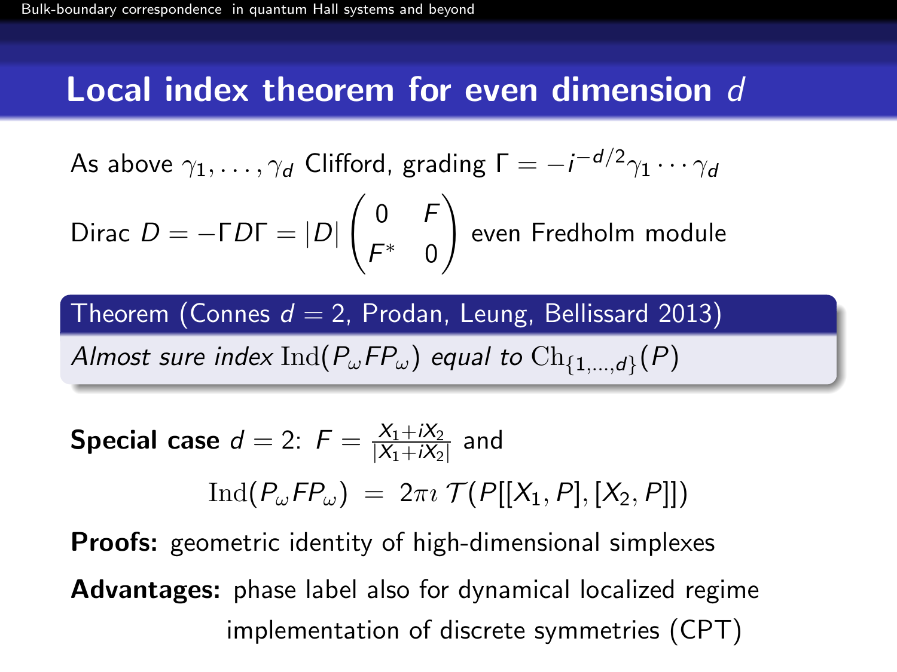# Local index theorem for even dimension $d$

As above $\gamma_1, \ldots, \gamma_d$ Clifford, grading $\Gamma = -i^{-d/2}\gamma_1 \cdots \gamma_d$

Dirac $D = -\Gamma D \Gamma = |D| \begin{pmatrix} 0 & F \\ F^* & 0 \end{pmatrix}$ even Fredholm module

**Theorem (Connes $d = 2$, Prodan, Leung, Bellissard 2013)**

*Almost sure index* $\mathrm{Ind}(P_\omega F P_\omega)$ *equal to* $\mathrm{Ch}_{\{1,\ldots,d\}}(P)$

**Special case** $d = 2$: $F = \frac{X_1 + iX_2}{|X_1 + iX_2|}$ and

$$\mathrm{Ind}(P_\omega F P_\omega) \;=\; 2\pi\imath\, \mathcal{T}(P[[X_1, P], [X_2, P]])$$

**Proofs:** geometric identity of high-dimensional simplexes

**Advantages:** phase label also for dynamical localized regime

implementation of discrete symmetries (CPT)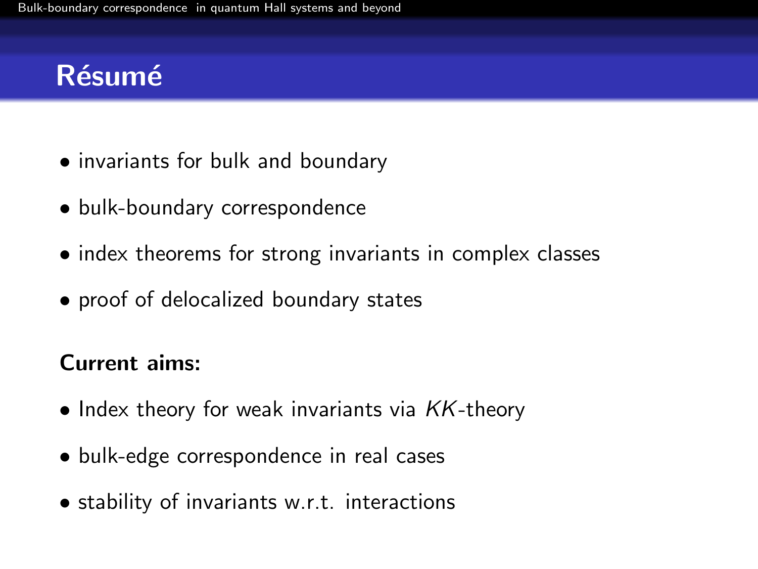# Résumé

- invariants for bulk and boundary
- bulk-boundary correspondence
- index theorems for strong invariants in complex classes
- proof of delocalized boundary states

**Current aims:**

- Index theory for weak invariants via $KK$-theory
- bulk-edge correspondence in real cases
- stability of invariants w.r.t. interactions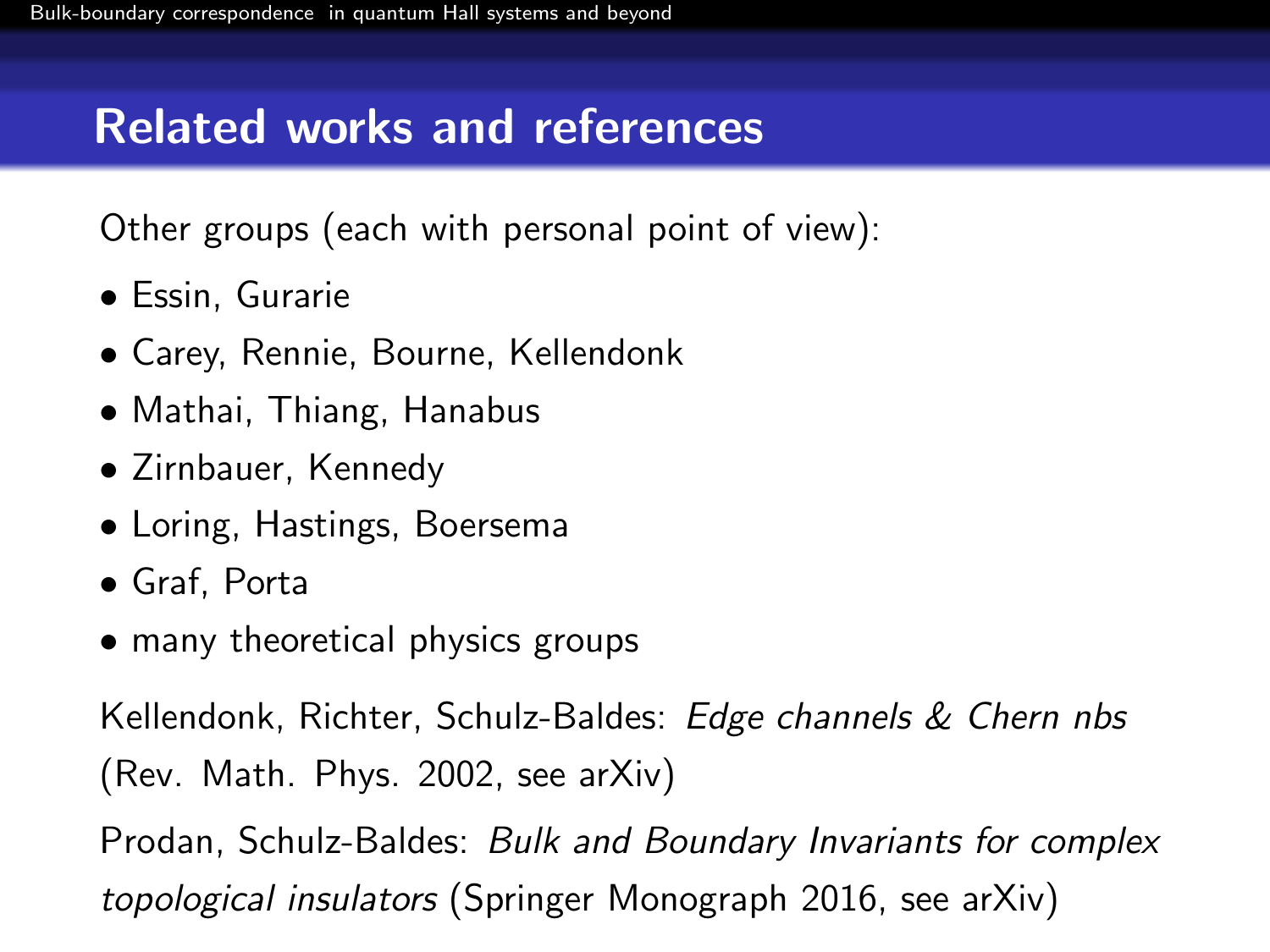# Related works and references

Other groups (each with personal point of view):

- Essin, Gurarie
- Carey, Rennie, Bourne, Kellendonk
- Mathai, Thiang, Hanabus
- Zirnbauer, Kennedy
- Loring, Hastings, Boersema
- Graf, Porta
- many theoretical physics groups

Kellendonk, Richter, Schulz-Baldes: *Edge channels & Chern nbs* (Rev. Math. Phys. 2002, see arXiv)

Prodan, Schulz-Baldes: *Bulk and Boundary Invariants for complex topological insulators* (Springer Monograph 2016, see arXiv)